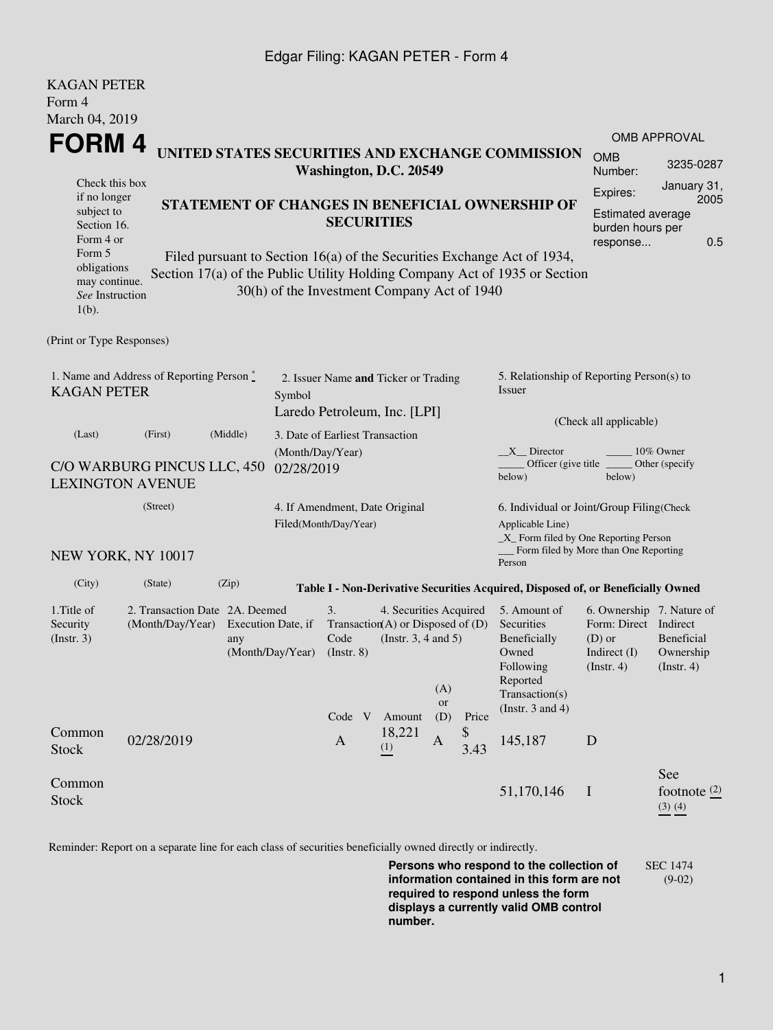KAGAN PETER
Form 4
March 04, 2019

# FORM 4

**UNITED STATES SECURITIES AND EXCHANGE COMMISSION**
**Washington, D.C. 20549**

**STATEMENT OF CHANGES IN BENEFICIAL OWNERSHIP OF SECURITIES**

Filed pursuant to Section 16(a) of the Securities Exchange Act of 1934, Section 17(a) of the Public Utility Holding Company Act of 1935 or Section 30(h) of the Investment Company Act of 1940

Check this box if no longer subject to Section 16. Form 4 or Form 5 obligations may continue. *See* Instruction 1(b).

| OMB APPROVAL | |
|---|---|
| OMB Number: | 3235-0287 |
| Expires: | January 31, 2005 |
| Estimated average burden hours per response... | 0.5 |

(Print or Type Responses)

1. Name and Address of Reporting Person *
KAGAN PETER

(Last) (First) (Middle)

C/O WARBURG PINCUS LLC, 450 LEXINGTON AVENUE

(Street)

NEW YORK, NY 10017

(City) (State) (Zip)

2. Issuer Name **and** Ticker or Trading Symbol
Laredo Petroleum, Inc. [LPI]

3. Date of Earliest Transaction (Month/Day/Year)
02/28/2019

4. If Amendment, Date Original Filed(Month/Day/Year)

5. Relationship of Reporting Person(s) to Issuer

(Check all applicable)

_X_ Director
_____ 10% Owner
_____ Officer (give title below)
_____ Other (specify below)

6. Individual or Joint/Group Filing(Check Applicable Line)
_X_ Form filed by One Reporting Person
___ Form filed by More than One Reporting Person

**Table I - Non-Derivative Securities Acquired, Disposed of, or Beneficially Owned**

| 1.Title of Security (Instr. 3) | 2. Transaction Date (Month/Day/Year) | 2A. Deemed Execution Date, if any (Month/Day/Year) | 3. Transaction Code (Instr. 8) | | 4. Securities Acquired (A) or Disposed of (D) (Instr. 3, 4 and 5) | | | 5. Amount of Securities Beneficially Owned Following Reported Transaction(s) (Instr. 3 and 4) | 6. Ownership Form: Direct (D) or Indirect (I) (Instr. 4) | 7. Nature of Indirect Beneficial Ownership (Instr. 4) |
|---|---|---|---|---|---|---|---|---|---|---|
| | | | Code | V | Amount | (A) or (D) | Price | | | |
| Common Stock | 02/28/2019 | | A | | 18,221 (1) | A | $ 3.43 | 145,187 | D | |
| Common Stock | | | | | | | | 51,170,146 | I | See footnote (2) (3) (4) |

Reminder: Report on a separate line for each class of securities beneficially owned directly or indirectly.

**Persons who respond to the collection of information contained in this form are not required to respond unless the form displays a currently valid OMB control number.**

SEC 1474 (9-02)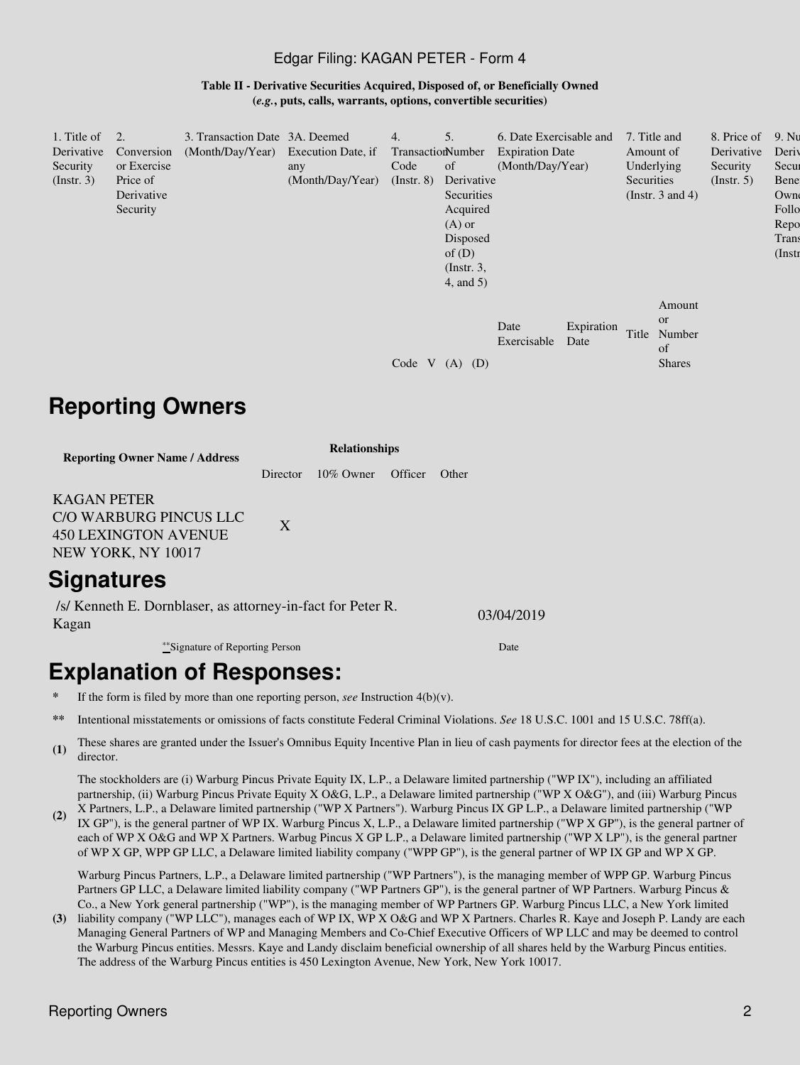Edgar Filing: KAGAN PETER - Form 4

**Table II - Derivative Securities Acquired, Disposed of, or Beneficially Owned**
**(*e.g.*, puts, calls, warrants, options, convertible securities)**

| 1. Title of Derivative Security (Instr. 3) | 2. Conversion or Exercise Price of Derivative Security | 3. Transaction Date (Month/Day/Year) | 3A. Deemed Execution Date, if any (Month/Day/Year) | 4. Transaction Code (Instr. 8) | | 5. Number of Derivative Securities Acquired (A) or Disposed of (D) (Instr. 3, 4, and 5) | | 6. Date Exercisable and Expiration Date (Month/Day/Year) | | 7. Title and Amount of Underlying Securities (Instr. 3 and 4) | | 8. Price of Derivative Security (Instr. 5) | 9. Nu Deriv Secur Bene Owne Follo Repo Trans (Instr |
|---|---|---|---|---|---|---|---|---|---|---|---|---|---|
| | | | | Code | V | (A) | (D) | Date Exercisable | Expiration Date | Title | Amount or Number of Shares | | |

## Reporting Owners

| Reporting Owner Name / Address | Relationships | | | |
|---|---|---|---|---|
| | Director | 10% Owner | Officer | Other |
| KAGAN PETER<br>C/O WARBURG PINCUS LLC<br>450 LEXINGTON AVENUE<br>NEW YORK, NY 10017 | X | | | |

## Signatures

| /s/ Kenneth E. Dornblaser, as attorney-in-fact for Peter R. Kagan | 03/04/2019 |
|---|---|
| **Signature of Reporting Person | Date |

## Explanation of Responses:

\* If the form is filed by more than one reporting person, *see* Instruction 4(b)(v).

\** Intentional misstatements or omissions of facts constitute Federal Criminal Violations. *See* 18 U.S.C. 1001 and 15 U.S.C. 78ff(a).

**(1)** These shares are granted under the Issuer's Omnibus Equity Incentive Plan in lieu of cash payments for director fees at the election of the director.

**(2)** The stockholders are (i) Warburg Pincus Private Equity IX, L.P., a Delaware limited partnership ("WP IX"), including an affiliated partnership, (ii) Warburg Pincus Private Equity X O&G, L.P., a Delaware limited partnership ("WP X O&G"), and (iii) Warburg Pincus X Partners, L.P., a Delaware limited partnership ("WP X Partners"). Warburg Pincus IX GP L.P., a Delaware limited partnership ("WP IX GP"), is the general partner of WP IX. Warburg Pincus X, L.P., a Delaware limited partnership ("WP X GP"), is the general partner of each of WP X O&G and WP X Partners. Warbug Pincus X GP L.P., a Delaware limited partnership ("WP X LP"), is the general partner of WP X GP, WPP GP LLC, a Delaware limited liability company ("WPP GP"), is the general partner of WP IX GP and WP X GP.

**(3)** Warburg Pincus Partners, L.P., a Delaware limited partnership ("WP Partners"), is the managing member of WPP GP. Warburg Pincus Partners GP LLC, a Delaware limited liability company ("WP Partners GP"), is the general partner of WP Partners. Warburg Pincus & Co., a New York general partnership ("WP"), is the managing member of WP Partners GP. Warburg Pincus LLC, a New York limited liability company ("WP LLC"), manages each of WP IX, WP X O&G and WP X Partners. Charles R. Kaye and Joseph P. Landy are each Managing General Partners of WP and Managing Members and Co-Chief Executive Officers of WP LLC and may be deemed to control the Warburg Pincus entities. Messrs. Kaye and Landy disclaim beneficial ownership of all shares held by the Warburg Pincus entities. The address of the Warburg Pincus entities is 450 Lexington Avenue, New York, New York 10017.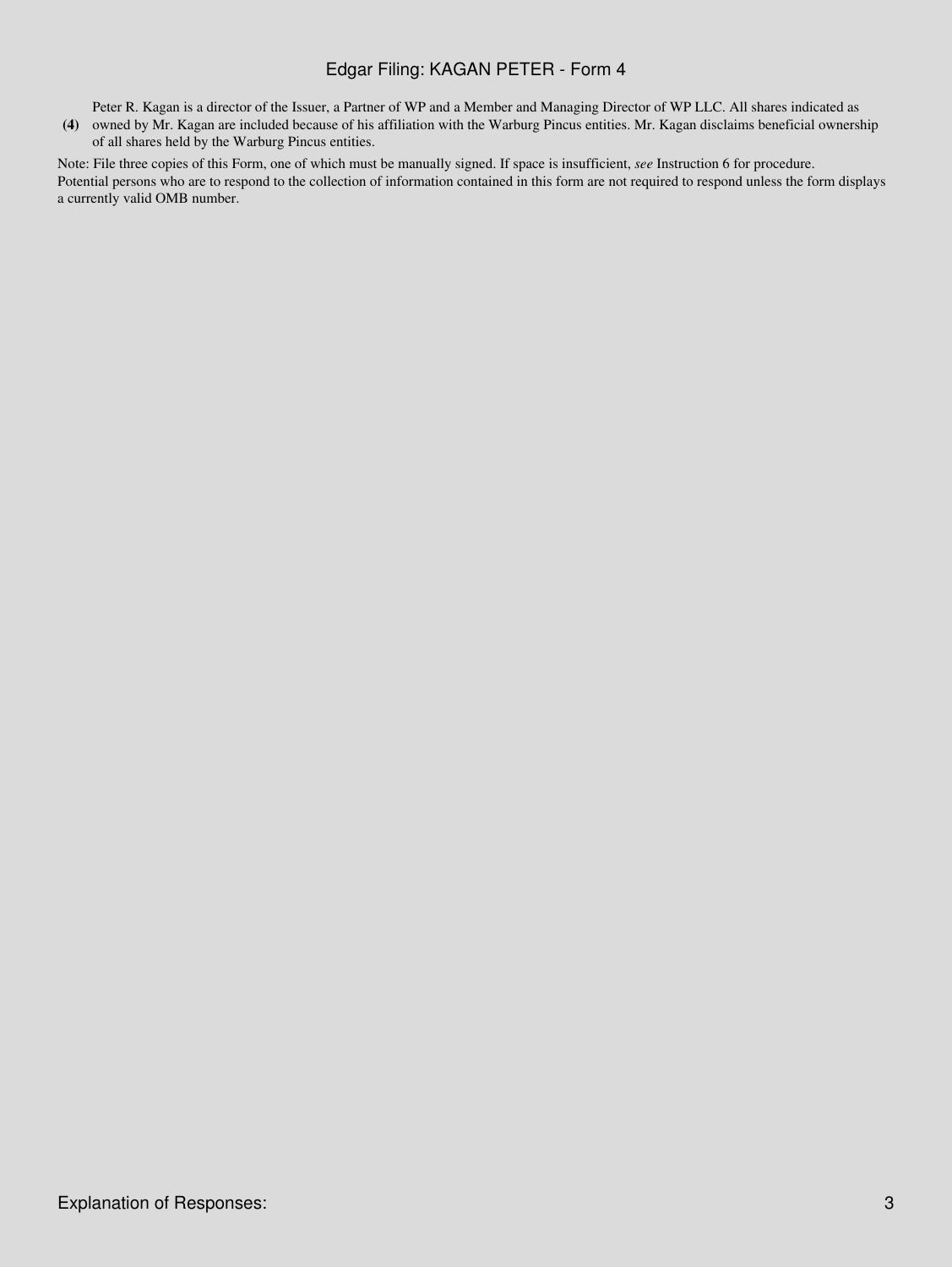**(4)** Peter R. Kagan is a director of the Issuer, a Partner of WP and a Member and Managing Director of WP LLC. All shares indicated as owned by Mr. Kagan are included because of his affiliation with the Warburg Pincus entities. Mr. Kagan disclaims beneficial ownership of all shares held by the Warburg Pincus entities.

Note: File three copies of this Form, one of which must be manually signed. If space is insufficient, *see* Instruction 6 for procedure.

Potential persons who are to respond to the collection of information contained in this form are not required to respond unless the form displays a currently valid OMB number.